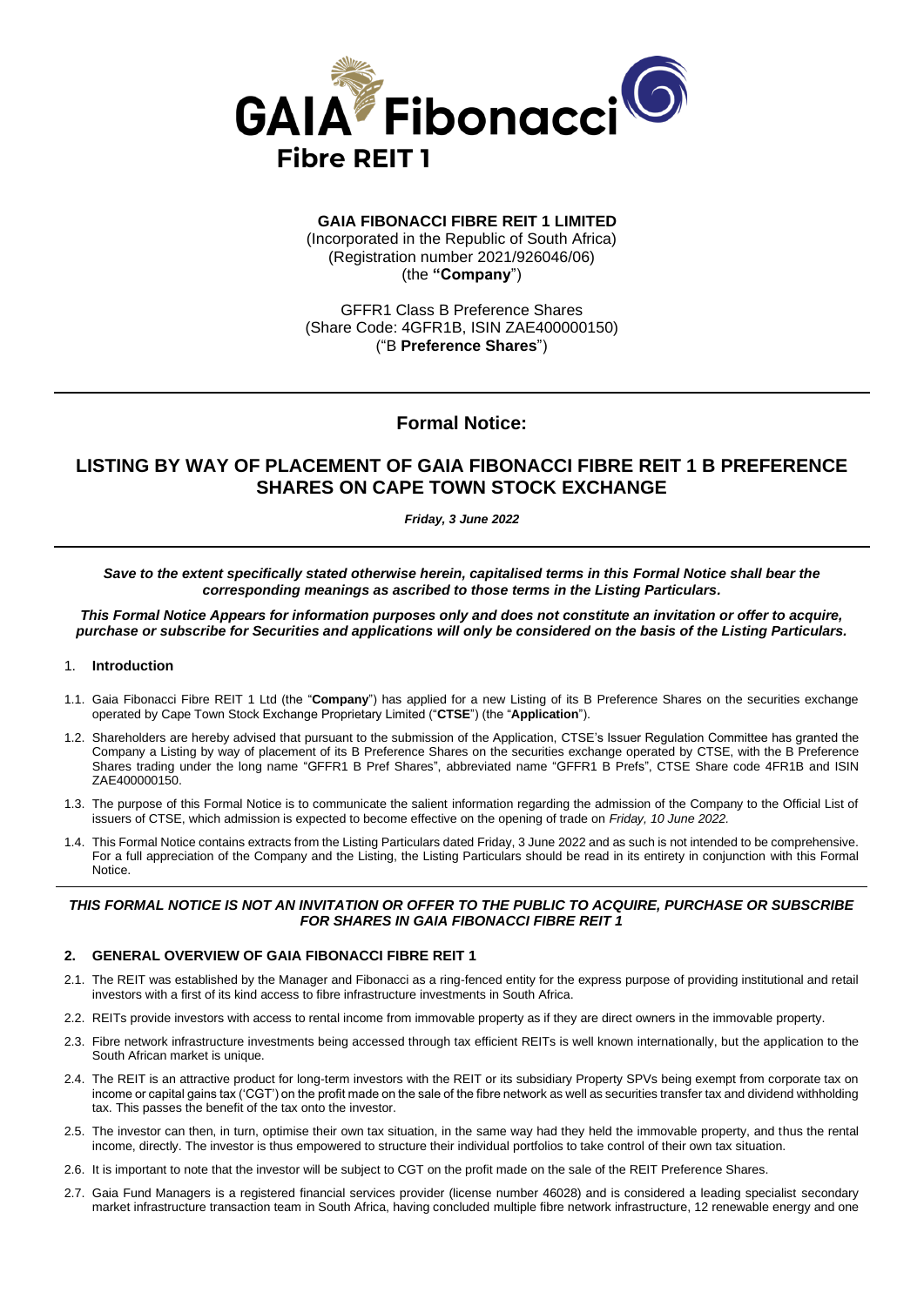# GAIA Fibonacci Fibre REIT 1

**GAIA FIBONACCI FIBRE REIT 1 LIMITED**
(Incorporated in the Republic of South Africa)
(Registration number 2021/926046/06)
(the **"Company"**)

GFFR1 Class B Preference Shares
(Share Code: 4GFR1B, ISIN ZAE400000150)
("B **Preference Shares**")

---

## Formal Notice:

## LISTING BY WAY OF PLACEMENT OF GAIA FIBONACCI FIBRE REIT 1 B PREFERENCE SHARES ON CAPE TOWN STOCK EXCHANGE

***Friday, 3 June 2022***

---

***Save to the extent specifically stated otherwise herein, capitalised terms in this Formal Notice shall bear the corresponding meanings as ascribed to those terms in the Listing Particulars.***

***This Formal Notice Appears for information purposes only and does not constitute an invitation or offer to acquire, purchase or subscribe for Securities and applications will only be considered on the basis of the Listing Particulars.***

1. **Introduction**

1.1. Gaia Fibonacci Fibre REIT 1 Ltd (the "**Company**") has applied for a new Listing of its B Preference Shares on the securities exchange operated by Cape Town Stock Exchange Proprietary Limited ("**CTSE**") (the "**Application**").

1.2. Shareholders are hereby advised that pursuant to the submission of the Application, CTSE's Issuer Regulation Committee has granted the Company a Listing by way of placement of its B Preference Shares on the securities exchange operated by CTSE, with the B Preference Shares trading under the long name "GFFR1 B Pref Shares", abbreviated name "GFFR1 B Prefs", CTSE Share code 4FR1B and ISIN ZAE400000150.

1.3. The purpose of this Formal Notice is to communicate the salient information regarding the admission of the Company to the Official List of issuers of CTSE, which admission is expected to become effective on the opening of trade on *Friday, 10 June 2022.*

1.4. This Formal Notice contains extracts from the Listing Particulars dated Friday, 3 June 2022 and as such is not intended to be comprehensive. For a full appreciation of the Company and the Listing, the Listing Particulars should be read in its entirety in conjunction with this Formal Notice.

---

***THIS FORMAL NOTICE IS NOT AN INVITATION OR OFFER TO THE PUBLIC TO ACQUIRE, PURCHASE OR SUBSCRIBE FOR SHARES IN GAIA FIBONACCI FIBRE REIT 1***

2. **GENERAL OVERVIEW OF GAIA FIBONACCI FIBRE REIT 1**

2.1. The REIT was established by the Manager and Fibonacci as a ring-fenced entity for the express purpose of providing institutional and retail investors with a first of its kind access to fibre infrastructure investments in South Africa.

2.2. REITs provide investors with access to rental income from immovable property as if they are direct owners in the immovable property.

2.3. Fibre network infrastructure investments being accessed through tax efficient REITs is well known internationally, but the application to the South African market is unique.

2.4. The REIT is an attractive product for long-term investors with the REIT or its subsidiary Property SPVs being exempt from corporate tax on income or capital gains tax ('CGT') on the profit made on the sale of the fibre network as well as securities transfer tax and dividend withholding tax. This passes the benefit of the tax onto the investor.

2.5. The investor can then, in turn, optimise their own tax situation, in the same way had they held the immovable property, and thus the rental income, directly. The investor is thus empowered to structure their individual portfolios to take control of their own tax situation.

2.6. It is important to note that the investor will be subject to CGT on the profit made on the sale of the REIT Preference Shares.

2.7. Gaia Fund Managers is a registered financial services provider (license number 46028) and is considered a leading specialist secondary market infrastructure transaction team in South Africa, having concluded multiple fibre network infrastructure, 12 renewable energy and one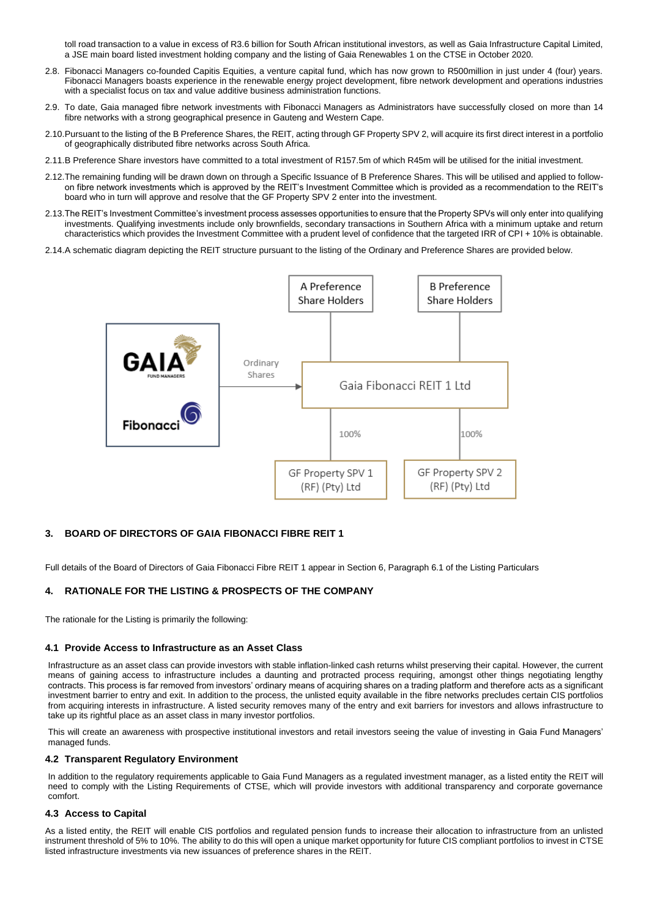toll road transaction to a value in excess of R3.6 billion for South African institutional investors, as well as Gaia Infrastructure Capital Limited, a JSE main board listed investment holding company and the listing of Gaia Renewables 1 on the CTSE in October 2020.

2.8. Fibonacci Managers co-founded Capitis Equities, a venture capital fund, which has now grown to R500million in just under 4 (four) years. Fibonacci Managers boasts experience in the renewable energy project development, fibre network development and operations industries with a specialist focus on tax and value additive business administration functions.

2.9. To date, Gaia managed fibre network investments with Fibonacci Managers as Administrators have successfully closed on more than 14 fibre networks with a strong geographical presence in Gauteng and Western Cape.

2.10. Pursuant to the listing of the B Preference Shares, the REIT, acting through GF Property SPV 2, will acquire its first direct interest in a portfolio of geographically distributed fibre networks across South Africa.

2.11. B Preference Share investors have committed to a total investment of R157.5m of which R45m will be utilised for the initial investment.

2.12. The remaining funding will be drawn down on through a Specific Issuance of B Preference Shares. This will be utilised and applied to follow-on fibre network investments which is approved by the REIT's Investment Committee which is provided as a recommendation to the REIT's board who in turn will approve and resolve that the GF Property SPV 2 enter into the investment.

2.13. The REIT's Investment Committee's investment process assesses opportunities to ensure that the Property SPVs will only enter into qualifying investments. Qualifying investments include only brownfields, secondary transactions in Southern Africa with a minimum uptake and return characteristics which provides the Investment Committee with a prudent level of confidence that the targeted IRR of CPI + 10% is obtainable.

2.14. A schematic diagram depicting the REIT structure pursuant to the listing of the Ordinary and Preference Shares are provided below.

A Preference Share Holders

B Preference Share Holders

GAIA FUND MANAGERS

Fibonacci

Ordinary Shares

Gaia Fibonacci REIT 1 Ltd

100%

100%

GF Property SPV 1 (RF) (Pty) Ltd

GF Property SPV 2 (RF) (Pty) Ltd

## 3. BOARD OF DIRECTORS OF GAIA FIBONACCI FIBRE REIT 1

Full details of the Board of Directors of Gaia Fibonacci Fibre REIT 1 appear in Section 6, Paragraph 6.1 of the Listing Particulars

## 4. RATIONALE FOR THE LISTING & PROSPECTS OF THE COMPANY

The rationale for the Listing is primarily the following:

### 4.1 Provide Access to Infrastructure as an Asset Class

Infrastructure as an asset class can provide investors with stable inflation-linked cash returns whilst preserving their capital. However, the current means of gaining access to infrastructure includes a daunting and protracted process requiring, amongst other things negotiating lengthy contracts. This process is far removed from investors' ordinary means of acquiring shares on a trading platform and therefore acts as a significant investment barrier to entry and exit. In addition to the process, the unlisted equity available in the fibre networks precludes certain CIS portfolios from acquiring interests in infrastructure. A listed security removes many of the entry and exit barriers for investors and allows infrastructure to take up its rightful place as an asset class in many investor portfolios.

This will create an awareness with prospective institutional investors and retail investors seeing the value of investing in Gaia Fund Managers' managed funds.

### 4.2 Transparent Regulatory Environment

In addition to the regulatory requirements applicable to Gaia Fund Managers as a regulated investment manager, as a listed entity the REIT will need to comply with the Listing Requirements of CTSE, which will provide investors with additional transparency and corporate governance comfort.

### 4.3 Access to Capital

As a listed entity, the REIT will enable CIS portfolios and regulated pension funds to increase their allocation to infrastructure from an unlisted instrument threshold of 5% to 10%. The ability to do this will open a unique market opportunity for future CIS compliant portfolios to invest in CTSE listed infrastructure investments via new issuances of preference shares in the REIT.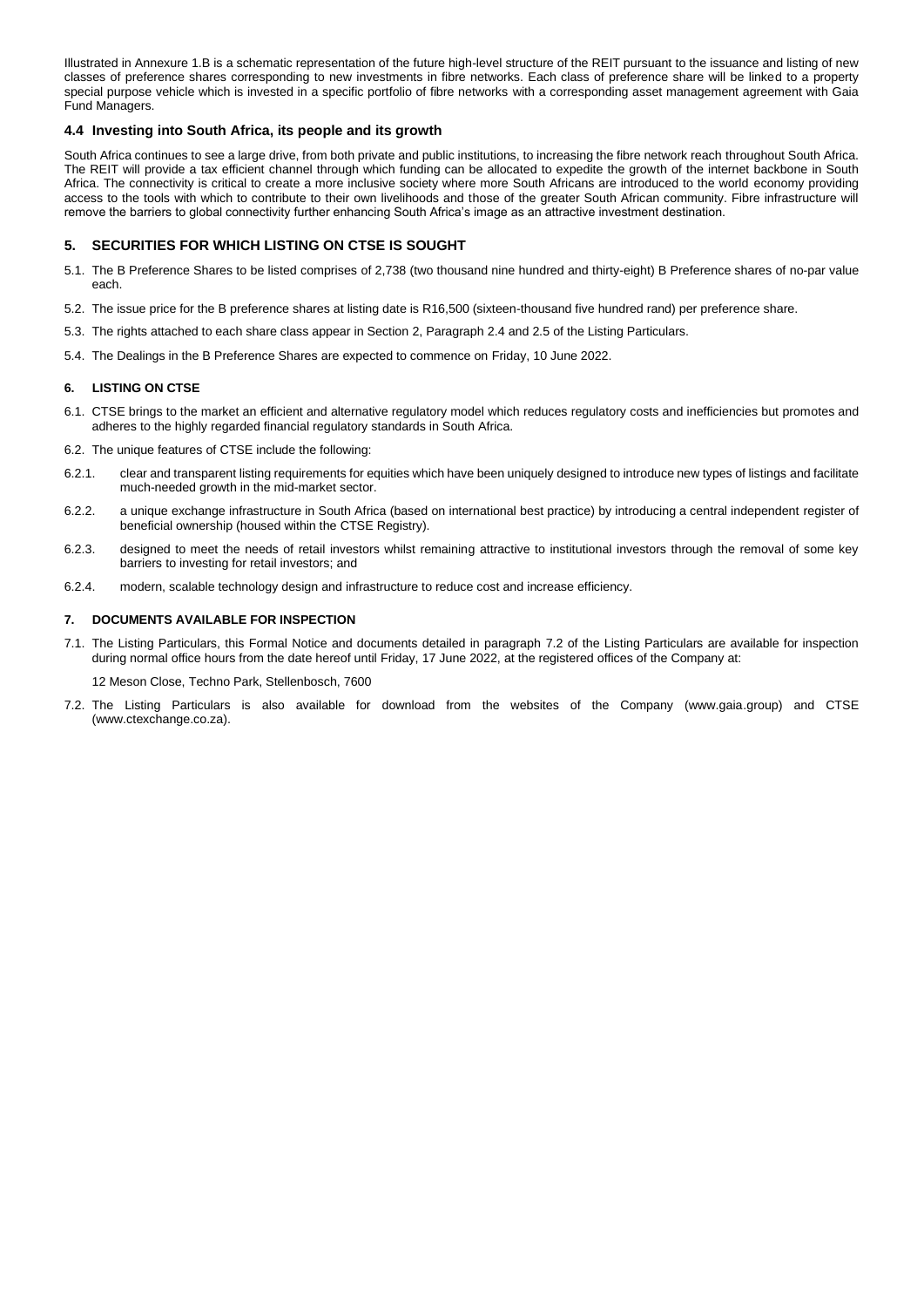Illustrated in Annexure 1.B is a schematic representation of the future high-level structure of the REIT pursuant to the issuance and listing of new classes of preference shares corresponding to new investments in fibre networks. Each class of preference share will be linked to a property special purpose vehicle which is invested in a specific portfolio of fibre networks with a corresponding asset management agreement with Gaia Fund Managers.

### 4.4 Investing into South Africa, its people and its growth

South Africa continues to see a large drive, from both private and public institutions, to increasing the fibre network reach throughout South Africa. The REIT will provide a tax efficient channel through which funding can be allocated to expedite the growth of the internet backbone in South Africa. The connectivity is critical to create a more inclusive society where more South Africans are introduced to the world economy providing access to the tools with which to contribute to their own livelihoods and those of the greater South African community. Fibre infrastructure will remove the barriers to global connectivity further enhancing South Africa's image as an attractive investment destination.

## 5. SECURITIES FOR WHICH LISTING ON CTSE IS SOUGHT

5.1. The B Preference Shares to be listed comprises of 2,738 (two thousand nine hundred and thirty-eight) B Preference shares of no-par value each.

5.2. The issue price for the B preference shares at listing date is R16,500 (sixteen-thousand five hundred rand) per preference share.

5.3. The rights attached to each share class appear in Section 2, Paragraph 2.4 and 2.5 of the Listing Particulars.

5.4. The Dealings in the B Preference Shares are expected to commence on Friday, 10 June 2022.

### 6. LISTING ON CTSE

6.1. CTSE brings to the market an efficient and alternative regulatory model which reduces regulatory costs and inefficiencies but promotes and adheres to the highly regarded financial regulatory standards in South Africa.

6.2. The unique features of CTSE include the following:

6.2.1. clear and transparent listing requirements for equities which have been uniquely designed to introduce new types of listings and facilitate much-needed growth in the mid-market sector.

6.2.2. a unique exchange infrastructure in South Africa (based on international best practice) by introducing a central independent register of beneficial ownership (housed within the CTSE Registry).

6.2.3. designed to meet the needs of retail investors whilst remaining attractive to institutional investors through the removal of some key barriers to investing for retail investors; and

6.2.4. modern, scalable technology design and infrastructure to reduce cost and increase efficiency.

### 7. DOCUMENTS AVAILABLE FOR INSPECTION

7.1. The Listing Particulars, this Formal Notice and documents detailed in paragraph 7.2 of the Listing Particulars are available for inspection during normal office hours from the date hereof until Friday, 17 June 2022, at the registered offices of the Company at:

12 Meson Close, Techno Park, Stellenbosch, 7600

7.2. The Listing Particulars is also available for download from the websites of the Company (www.gaia.group) and CTSE (www.ctexchange.co.za).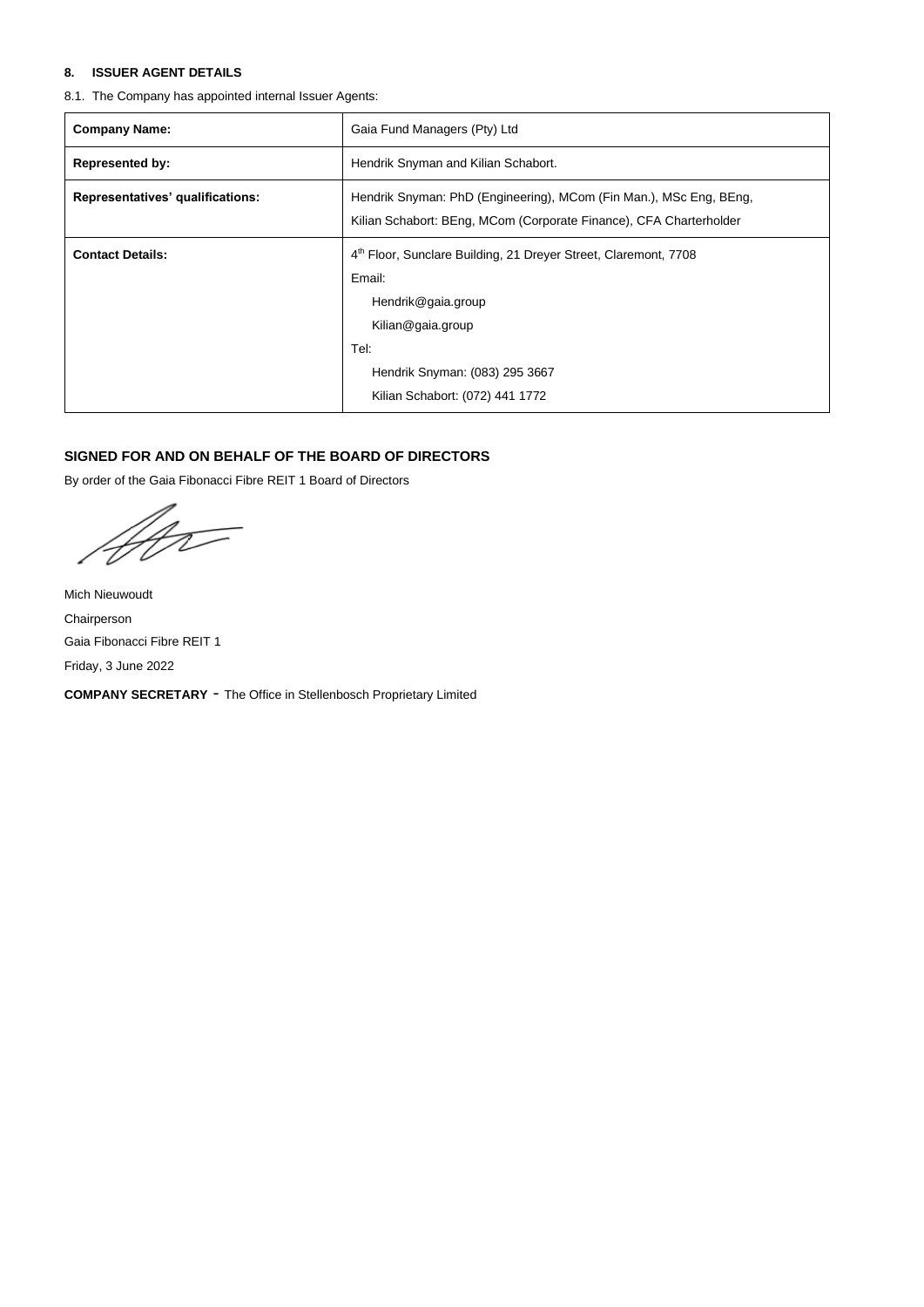**8. ISSUER AGENT DETAILS**

8.1. The Company has appointed internal Issuer Agents:

| | |
|---|---|
| **Company Name:** | Gaia Fund Managers (Pty) Ltd |
| **Represented by:** | Hendrik Snyman and Kilian Schabort. |
| **Representatives' qualifications:** | Hendrik Snyman: PhD (Engineering), MCom (Fin Man.), MSc Eng, BEng,<br>Kilian Schabort: BEng, MCom (Corporate Finance), CFA Charterholder |
| **Contact Details:** | 4th Floor, Sunclare Building, 21 Dreyer Street, Claremont, 7708<br>Email:<br>Hendrik@gaia.group<br>Kilian@gaia.group<br>Tel:<br>Hendrik Snyman: (083) 295 3667<br>Kilian Schabort: (072) 441 1772 |

**SIGNED FOR AND ON BEHALF OF THE BOARD OF DIRECTORS**

By order of the Gaia Fibonacci Fibre REIT 1 Board of Directors

Mich Nieuwoudt

Chairperson

Gaia Fibonacci Fibre REIT 1

Friday, 3 June 2022

**COMPANY SECRETARY** - The Office in Stellenbosch Proprietary Limited